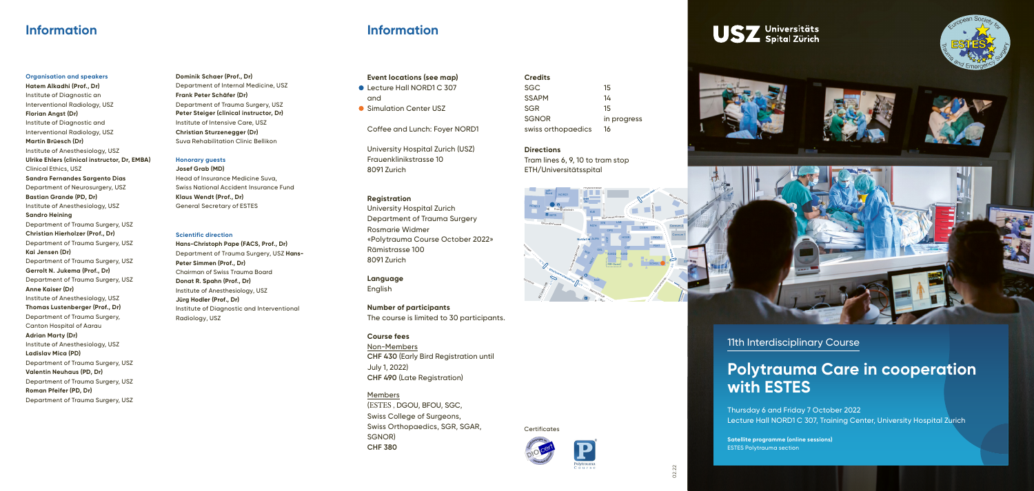## Information

**Organisation and speakers**

**Hatem Alkadhi (Prof., Dr)**
Institute of Diagnostic an Interventional Radiology, USZ

**Florian Angst (Dr)**
Institute of Diagnostic and Interventional Radiology, USZ

**Martin Brüesch (Dr)**
Institute of Anesthesiology, USZ

**Ulrike Ehlers (clinical instructor, Dr, EMBA)**
Clinical Ethics, USZ

**Sandra Fernandes Sargento Dias**
Department of Neurosurgery, USZ

**Bastian Grande (PD, Dr)**
Institute of Anesthesiology, USZ

**Sandro Heining**
Department of Trauma Surgery, USZ

**Christian Hierholzer (Prof., Dr)**
Department of Trauma Surgery, USZ

**Kai Jensen (Dr)**
Department of Trauma Surgery, USZ

**Gerrolt N. Jukema (Prof., Dr)**
Department of Trauma Surgery, USZ

**Anne Kaiser (Dr)**
Institute of Anesthesiology, USZ

**Thomas Lustenberger (Prof., Dr)**
Department of Trauma Surgery, Canton Hospital of Aarau

**Adrian Marty (Dr)**
Institute of Anesthesiology, USZ

**Ladislav Mica (PD)**
Department of Trauma Surgery, USZ

**Valentin Neuhaus (PD, Dr)**
Department of Trauma Surgery, USZ

**Roman Pfeifer (PD, Dr)**
Department of Trauma Surgery, USZ

**Dominik Schaer (Prof., Dr)**
Department of Internal Medicine, USZ

**Frank Peter Schäfer (Dr)**
Department of Trauma Surgery, USZ

**Peter Steiger (clinical instructor, Dr)**
Institute of Intensive Care, USZ

**Christian Sturzenegger (Dr)**
Suva Rehabilitation Clinic Bellikon

**Honorary guests**

**Josef Grab (MD)**
Head of Insurance Medicine Suva, Swiss National Accident Insurance Fund

**Klaus Wendt (Prof., Dr)**
General Secretary of ESTES

**Scientific direction**

**Hans-Christoph Pape (FACS, Prof., Dr)**
Department of Trauma Surgery, USZ

**Hans-Peter Simmen (Prof., Dr)**
Chairman of Swiss Trauma Board

**Donat R. Spahn (Prof., Dr)**
Institute of Anesthesiology, USZ

**Jürg Hodler (Prof., Dr)**
Institute of Diagnostic and Interventional Radiology, USZ

## Information

**Event locations (see map)**

- Lecture Hall NORD1 C 307 and
- Simulation Center USZ

Coffee and Lunch: Foyer NORD1

University Hospital Zurich (USZ)
Frauenklinikstrasse 10
8091 Zurich

**Registration**
University Hospital Zurich
Department of Trauma Surgery
Rosmarie Widmer
«Polytrauma Course October 2022»
Rämistrasse 100
8091 Zurich

**Language**
English

**Number of participants**
The course is limited to 30 participants.

**Course fees**

Non-Members
**CHF 430** (Early Bird Registration until July 1, 2022)
**CHF 490** (Late Registration)

Members
(ESTES , DGOU, BFOU, SGC, Swiss College of Surgeons, Swiss Orthopaedics, SGR, SGAR, SGNOR)
**CHF 380**

**Credits**

| | |
|---|---|
| SGC | 15 |
| SSAPM | 14 |
| SGR | 15 |
| SGNOR | in progress |
| swiss orthopaedics | 16 |

**Directions**
Tram lines 6, 9, 10 to tram stop ETH/Universitätsspital

Certificates

USZ Universitäts Spital Zürich

European Society for Trauma and Emergency Surgery ESTES

11th Interdisciplinary Course

# Polytrauma Care in cooperation with ESTES

Thursday 6 and Friday 7 October 2022
Lecture Hall NORD1 C 307, Training Center, University Hospital Zurich

**Satellite programme (online sessions)**
ESTES Polytrauma section

02.22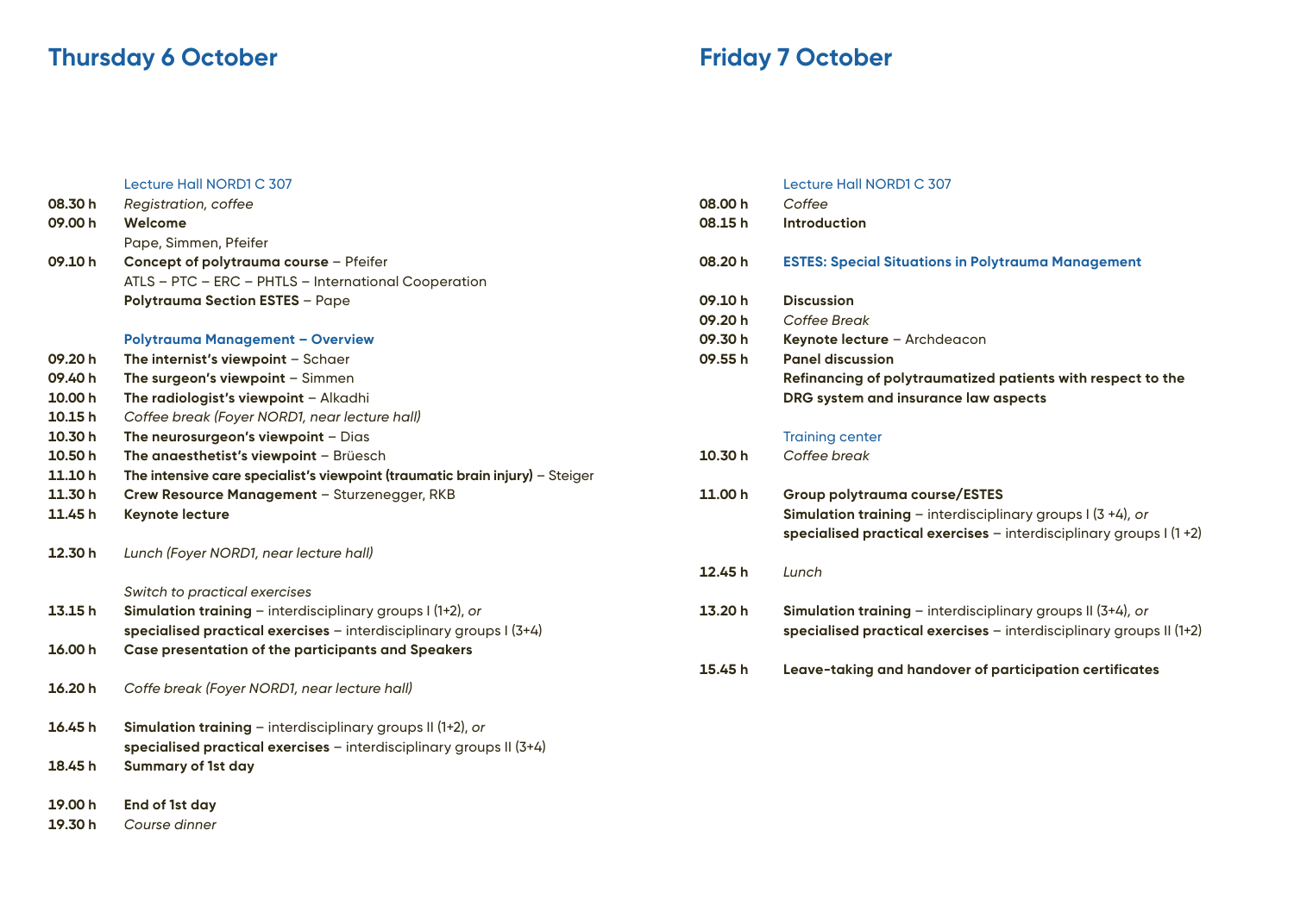## Thursday 6 October

Lecture Hall NORD1 C 307

**08.30 h** *Registration, coffee*

**09.00 h** **Welcome**
Pape, Simmen, Pfeifer

**09.10 h** **Concept of polytrauma course** – Pfeifer
ATLS – PTC – ERC – PHTLS – International Cooperation
**Polytrauma Section ESTES** – Pape

**Polytrauma Management – Overview**

**09.20 h** **The internist's viewpoint** – Schaer

**09.40 h** **The surgeon's viewpoint** – Simmen

**10.00 h** **The radiologist's viewpoint** – Alkadhi

**10.15 h** *Coffee break (Foyer NORD1, near lecture hall)*

**10.30 h** **The neurosurgeon's viewpoint** – Dias

**10.50 h** **The anaesthetist's viewpoint** – Brüesch

**11.10 h** **The intensive care specialist's viewpoint (traumatic brain injury)** – Steiger

**11.30 h** **Crew Resource Management** – Sturzenegger, RKB

**11.45 h** **Keynote lecture**

**12.30 h** *Lunch (Foyer NORD1, near lecture hall)*

*Switch to practical exercises*

**13.15 h** **Simulation training** – interdisciplinary groups I (1+2), *or*
**specialised practical exercises** – interdisciplinary groups I (3+4)

**16.00 h** **Case presentation of the participants and Speakers**

**16.20 h** *Coffe break (Foyer NORD1, near lecture hall)*

**16.45 h** **Simulation training** – interdisciplinary groups II (1+2), *or*
**specialised practical exercises** – interdisciplinary groups II (3+4)

**18.45 h** **Summary of 1st day**

**19.00 h** **End of 1st day**

**19.30 h** *Course dinner*

## Friday 7 October

Lecture Hall NORD1 C 307

**08.00 h** *Coffee*

**08.15 h** **Introduction**

**08.20 h** **ESTES: Special Situations in Polytrauma Management**

**09.10 h** **Discussion**

**09.20 h** *Coffee Break*

**09.30 h** **Keynote lecture** – Archdeacon

**09.55 h** **Panel discussion**
**Refinancing of polytraumatized patients with respect to the DRG system and insurance law aspects**

Training center

**10.30 h** *Coffee break*

**11.00 h** **Group polytrauma course/ESTES**
**Simulation training** – interdisciplinary groups I (3 +4), *or*
**specialised practical exercises** – interdisciplinary groups I (1 +2)

**12.45 h** *Lunch*

**13.20 h** **Simulation training** – interdisciplinary groups II (3+4), *or*
**specialised practical exercises** – interdisciplinary groups II (1+2)

**15.45 h** **Leave-taking and handover of participation certificates**